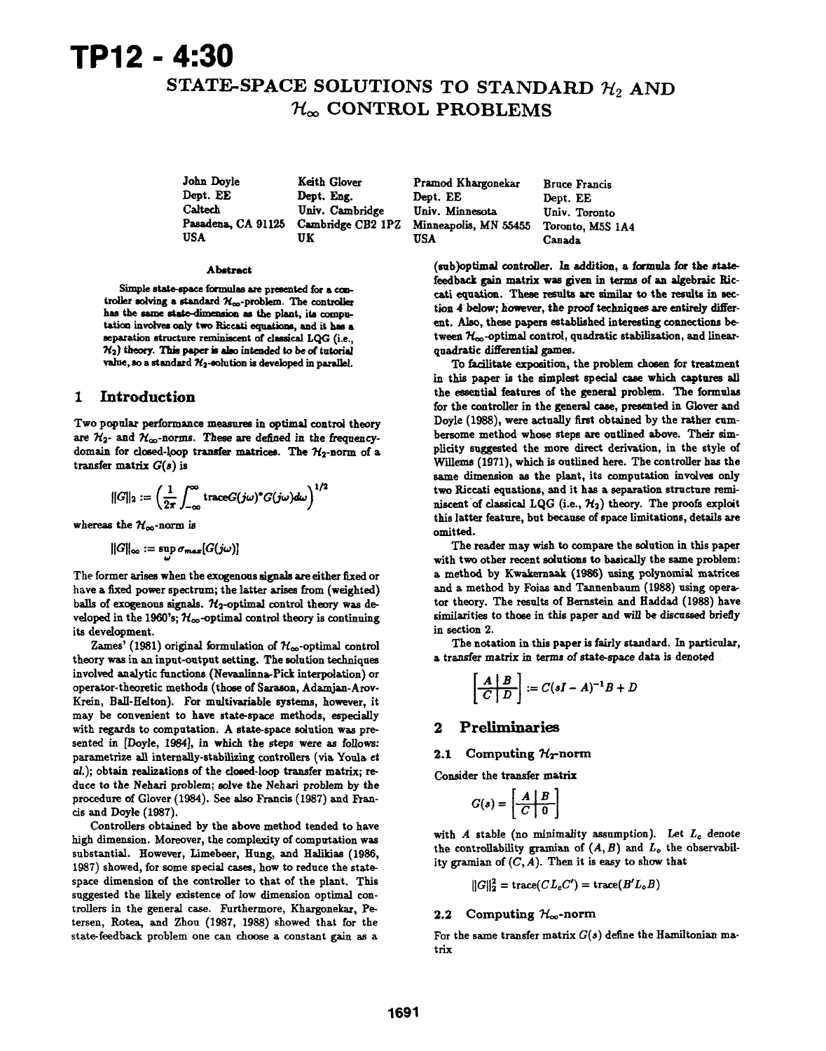# TP12 - 4:30

# STATE-SPACE SOLUTIONS TO STANDARD $\mathcal{H}_2$ AND $\mathcal{H}_\infty$ CONTROL PROBLEMS

| John Doyle | Keith Glover | Pramod Khargonekar | Bruce Francis |
|---|---|---|---|
| Dept. EE | Dept. Eng. | Dept. EE | Dept. EE |
| Caltech | Univ. Cambridge | Univ. Minnesota | Univ. Toronto |
| Pasadena, CA 91125 | Cambridge CB2 1PZ | Minneapolis, MN 55455 | Toronto, M5S 1A4 |
| USA | UK | USA | Canada |

### Abstract

Simple state-space formulas are presented for a controller solving a standard $\mathcal{H}_\infty$-problem. The controller has the same state-dimension as the plant, its computation involves only two Riccati equations, and it has a separation structure reminiscent of classical LQG (i.e., $\mathcal{H}_2$) theory. This paper is also intended to be of tutorial value, so a standard $\mathcal{H}_2$-solution is developed in parallel.

## 1 Introduction

Two popular performance measures in optimal control theory are $\mathcal{H}_2$- and $\mathcal{H}_\infty$-norms. These are defined in the frequency-domain for closed-loop transfer matrices. The $\mathcal{H}_2$-norm of a transfer matrix $G(s)$ is

$$\|G\|_2 := \left(\frac{1}{2\pi}\int_{-\infty}^{\infty} \text{trace} G(j\omega)^* G(j\omega) d\omega\right)^{1/2}$$

whereas the $\mathcal{H}_\infty$-norm is

$$\|G\|_\infty := \sup_\omega \sigma_{max}[G(j\omega)]$$

The former arises when the exogenous signals are either fixed or have a fixed power spectrum; the latter arises from (weighted) balls of exogenous signals. $\mathcal{H}_2$-optimal control theory was developed in the 1960's; $\mathcal{H}_\infty$-optimal control theory is continuing its development.

Zames' (1981) original formulation of $\mathcal{H}_\infty$-optimal control theory was in an input-output setting. The solution techniques involved analytic functions (Nevanlinna-Pick interpolation) or operator-theoretic methods (those of Sarason, Adamjan-Arov-Krein, Ball-Helton). For multivariable systems, however, it may be convenient to have state-space methods, especially with regards to computation. A state-space solution was presented in [Doyle, 1984], in which the steps were as follows: parametrize all internally-stabilizing controllers (via Youla *et al.*); obtain realizations of the closed-loop transfer matrix; reduce to the Nehari problem; solve the Nehari problem by the procedure of Glover (1984). See also Francis (1987) and Francis and Doyle (1987).

Controllers obtained by the above method tended to have high dimension. Moreover, the complexity of computation was substantial. However, Limebeer, Hung, and Halikias (1986, 1987) showed, for some special cases, how to reduce the state-space dimension of the controller to that of the plant. This suggested the likely existence of low dimension optimal controllers in the general case. Furthermore, Khargonekar, Petersen, Rotea, and Zhou (1987, 1988) showed that for the state-feedback problem one can choose a constant gain as a (sub)optimal controller. In addition, a formula for the state-feedback gain matrix was given in terms of an algebraic Riccati equation. These results are similar to the results in section 4 below; however, the proof techniques are entirely different. Also, these papers established interesting connections between $\mathcal{H}_\infty$-optimal control, quadratic stabilization, and linear-quadratic differential games.

To facilitate exposition, the problem chosen for treatment in this paper is the simplest special case which captures all the essential features of the general problem. The formulas for the controller in the general case, presented in Glover and Doyle (1988), were actually first obtained by the rather cumbersome method whose steps are outlined above. Their simplicity suggested the more direct derivation, in the style of Willems (1971), which is outlined here. The controller has the same dimension as the plant, its computation involves only two Riccati equations, and it has a separation structure reminiscent of classical LQG (i.e., $\mathcal{H}_2$) theory. The proofs exploit this latter feature, but because of space limitations, details are omitted.

The reader may wish to compare the solution in this paper with two other recent solutions to basically the same problem: a method by Kwakernaak (1986) using polynomial matrices and a method by Foias and Tannenbaum (1988) using operator theory. The results of Bernstein and Haddad (1988) have similarities to those in this paper and will be discussed briefly in section 2.

The notation in this paper is fairly standard. In particular, a transfer matrix in terms of state-space data is denoted

$$\left[\begin{array}{c|c} A & B \\ \hline C & D \end{array}\right] := C(sI-A)^{-1}B + D$$

## 2 Preliminaries

### 2.1 Computing $\mathcal{H}_2$-norm

Consider the transfer matrix

$$G(s) = \left[\begin{array}{c|c} A & B \\ \hline C & 0 \end{array}\right]$$

with $A$ stable (no minimality assumption). Let $L_c$ denote the controllability gramian of $(A, B)$ and $L_o$ the observability gramian of $(C, A)$. Then it is easy to show that

$$\|G\|_2^2 = \text{trace}(CL_cC') = \text{trace}(B'L_oB)$$

### 2.2 Computing $\mathcal{H}_\infty$-norm

For the same transfer matrix $G(s)$ define the Hamiltonian matrix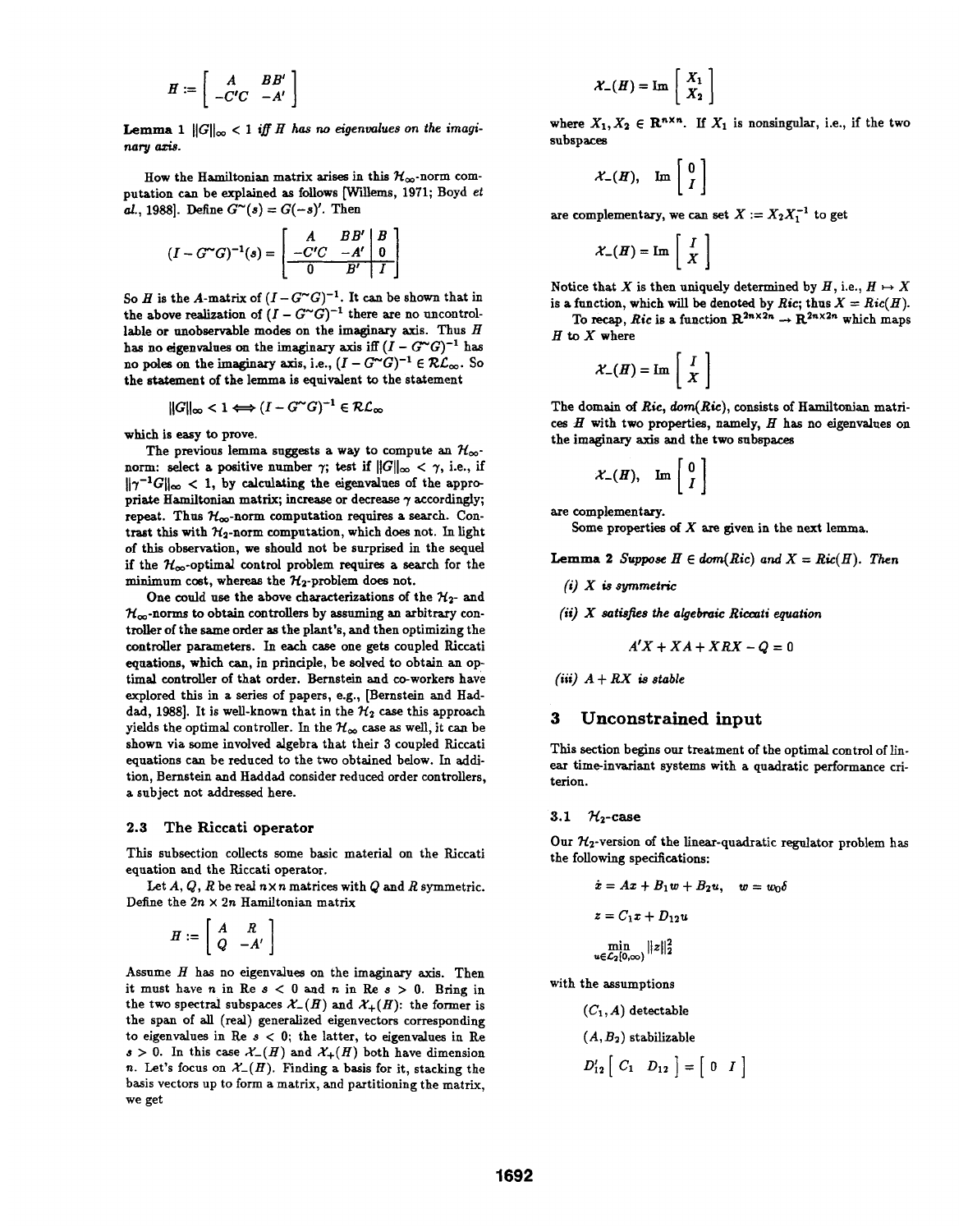$$H := \begin{bmatrix} A & BB' \\ -C'C & -A' \end{bmatrix}$$

**Lemma 1** *$\|G\|_\infty < 1$ iff $H$ has no eigenvalues on the imaginary axis.*

How the Hamiltonian matrix arises in this $\mathcal{H}_\infty$-norm computation can be explained as follows [Willems, 1971; Boyd *et al.*, 1988]. Define $G^\sim(s) = G(-s)'$. Then

$$(I - G^\sim G)^{-1}(s) = \left[\begin{array}{cc|c} A & BB' & B \\ -C'C & -A' & 0 \\ \hline 0 & B' & I \end{array}\right]$$

So $H$ is the $A$-matrix of $(I - G^\sim G)^{-1}$. It can be shown that in the above realization of $(I - G^\sim G)^{-1}$ there are no uncontrollable or unobservable modes on the imaginary axis. Thus $H$ has no eigenvalues on the imaginary axis iff $(I - G^\sim G)^{-1}$ has no poles on the imaginary axis, i.e., $(I - G^\sim G)^{-1} \in \mathcal{RL}_\infty$. So the statement of the lemma is equivalent to the statement

$$\|G\|_\infty < 1 \iff (I - G^\sim G)^{-1} \in \mathcal{RL}_\infty$$

which is easy to prove.

The previous lemma suggests a way to compute an $\mathcal{H}_\infty$-norm: select a positive number $\gamma$; test if $\|G\|_\infty < \gamma$, i.e., if $\|\gamma^{-1}G\|_\infty < 1$, by calculating the eigenvalues of the appropriate Hamiltonian matrix; increase or decrease $\gamma$ accordingly; repeat. Thus $\mathcal{H}_\infty$-norm computation requires a search. Contrast this with $\mathcal{H}_2$-norm computation, which does not. In light of this observation, we should not be surprised in the sequel if the $\mathcal{H}_\infty$-optimal control problem requires a search for the minimum cost, whereas the $\mathcal{H}_2$-problem does not.

One could use the above characterizations of the $\mathcal{H}_2$- and $\mathcal{H}_\infty$-norms to obtain controllers by assuming an arbitrary controller of the same order as the plant's, and then optimizing the controller parameters. In each case one gets coupled Riccati equations, which can, in principle, be solved to obtain an optimal controller of that order. Bernstein and co-workers have explored this in a series of papers, e.g., [Bernstein and Haddad, 1988]. It is well-known that in the $\mathcal{H}_2$ case this approach yields the optimal controller. In the $\mathcal{H}_\infty$ case as well, it can be shown via some involved algebra that their 3 coupled Riccati equations can be reduced to the two obtained below. In addition, Bernstein and Haddad consider reduced order controllers, a subject not addressed here.

### 2.3 The Riccati operator

This subsection collects some basic material on the Riccati equation and the Riccati operator.

Let $A$, $Q$, $R$ be real $n \times n$ matrices with $Q$ and $R$ symmetric. Define the $2n \times 2n$ Hamiltonian matrix

$$H := \begin{bmatrix} A & R \\ Q & -A' \end{bmatrix}$$

Assume $H$ has no eigenvalues on the imaginary axis. Then it must have $n$ in Re $s < 0$ and $n$ in Re $s > 0$. Bring in the two spectral subspaces $\mathcal{X}_-(H)$ and $\mathcal{X}_+(H)$: the former is the span of all (real) generalized eigenvectors corresponding to eigenvalues in Re $s < 0$; the latter, to eigenvalues in Re $s > 0$. In this case $\mathcal{X}_-(H)$ and $\mathcal{X}_+(H)$ both have dimension $n$. Let's focus on $\mathcal{X}_-(H)$. Finding a basis for it, stacking the basis vectors up to form a matrix, and partitioning the matrix, we get

$$\mathcal{X}_-(H) = \text{Im} \begin{bmatrix} X_1 \\ X_2 \end{bmatrix}$$

where $X_1, X_2 \in \mathbf{R}^{n \times n}$. If $X_1$ is nonsingular, i.e., if the two subspaces

$$\mathcal{X}_-(H), \quad \text{Im} \begin{bmatrix} 0 \\ I \end{bmatrix}$$

are complementary, we can set $X := X_2 X_1^{-1}$ to get

$$\mathcal{X}_-(H) = \text{Im} \begin{bmatrix} I \\ X \end{bmatrix}$$

Notice that $X$ is then uniquely determined by $H$, i.e., $H \mapsto X$ is a function, which will be denoted by *Ric*; thus $X = Ric(H)$.

To recap, *Ric* is a function $\mathbf{R}^{2n \times 2n} \rightarrow \mathbf{R}^{2n \times 2n}$ which maps $H$ to $X$ where

$$\mathcal{X}_-(H) = \text{Im} \begin{bmatrix} I \\ X \end{bmatrix}$$

The domain of *Ric*, *dom*(*Ric*), consists of Hamiltonian matrices $H$ with two properties, namely, $H$ has no eigenvalues on the imaginary axis and the two subspaces

$$\mathcal{X}_-(H), \quad \text{Im} \begin{bmatrix} 0 \\ I \end{bmatrix}$$

are complementary.

Some properties of $X$ are given in the next lemma.

**Lemma 2** *Suppose $H \in dom(Ric)$ and $X = Ric(H)$. Then*

*(i) $X$ is symmetric*

*(ii) $X$ satisfies the algebraic Riccati equation*

$$A'X + XA + XRX - Q = 0$$

*(iii) $A + RX$ is stable*

## 3 Unconstrained input

This section begins our treatment of the optimal control of linear time-invariant systems with a quadratic performance criterion.

### 3.1 $\mathcal{H}_2$-case

Our $\mathcal{H}_2$-version of the linear-quadratic regulator problem has the following specifications:

$$\dot{x} = Ax + B_1 w + B_2 u, \quad w = w_0 \delta$$

$$z = C_1 x + D_{12} u$$

$$\min_{u \in \mathcal{L}_2[0,\infty)} \|z\|_2^2$$

with the assumptions

$(C_1, A)$ detectable

$(A, B_2)$ stabilizable

$$D_{12}' \begin{bmatrix} C_1 & D_{12} \end{bmatrix} = \begin{bmatrix} 0 & I \end{bmatrix}$$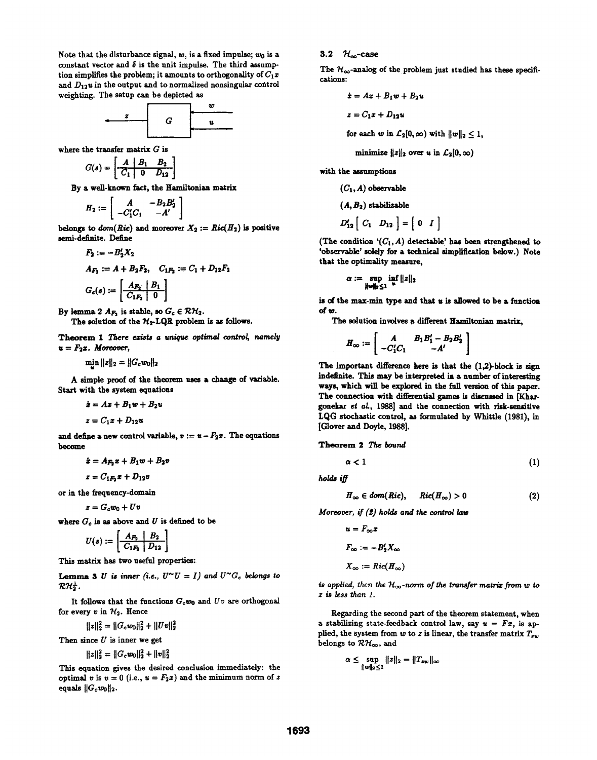Note that the disturbance signal, $w$, is a fixed impulse; $w_0$ is a constant vector and $\delta$ is the unit impulse. The third assumption simplifies the problem; it amounts to orthogonality of $C_1 x$ and $D_{12}u$ in the output and to normalized nonsingular control weighting. The setup can be depicted as

$$z \leftarrow \boxed{G} \leftarrow \begin{matrix} w \\ u \end{matrix}$$

where the transfer matrix $G$ is

$$G(s) = \left[\begin{array}{c|cc} A & B_1 & B_2 \\ \hline C_1 & 0 & D_{12} \end{array}\right]$$

By a well-known fact, the Hamiltonian matrix

$$H_2 := \begin{bmatrix} A & -B_2 B_2' \\ -C_1' C_1 & -A' \end{bmatrix}$$

belongs to $dom(Ric)$ and moreover $X_2 := Ric(H_2)$ is positive semi-definite. Define

$$F_2 := -B_2' X_2$$

$$A_{F_2} := A + B_2 F_2, \quad C_{1F_2} := C_1 + D_{12} F_2$$

$$G_c(s) := \left[\begin{array}{c|c} A_{F_2} & B_1 \\ \hline C_{1F_2} & 0 \end{array}\right]$$

By lemma 2 $A_{F_2}$ is stable, so $G_c \in \mathcal{RH}_2$.

The solution of the $\mathcal{H}_2$-LQR problem is as follows.

**Theorem 1** *There exists a unique optimal control, namely $u = F_2 x$. Moreover,*

$$\min_u \|z\|_2 = \|G_c w_0\|_2$$

A simple proof of the theorem uses a change of variable. Start with the system equations

$$\dot{x} = Ax + B_1 w + B_2 u$$

$$z = C_1 x + D_{12} u$$

and define a new control variable, $v := u - F_2 x$. The equations become

$$\dot{x} = A_{F_2} x + B_1 w + B_2 v$$

$$z = C_{1F_2} x + D_{12} v$$

or in the frequency-domain

$$z = G_c w_0 + Uv$$

where $G_c$ is as above and $U$ is defined to be

$$U(s) := \left[\begin{array}{c|c} A_{F_2} & B_2 \\ \hline C_{1F_2} & D_{12} \end{array}\right]$$

This matrix has two useful properties:

**Lemma 3** *$U$ is inner (i.e., $U^\sim U = I$) and $U^\sim G_c$ belongs to $\mathcal{RH}_2^\perp$.*

It follows that the functions $G_c w_0$ and $Uv$ are orthogonal for every $v$ in $\mathcal{H}_2$. Hence

$$\|z\|_2^2 = \|G_c w_0\|_2^2 + \|Uv\|_2^2$$

Then since $U$ is inner we get

$$\|z\|_2^2 = \|G_c w_0\|_2^2 + \|v\|_2^2$$

This equation gives the desired conclusion immediately: the optimal $v$ is $v = 0$ (i.e., $u = F_2 x$) and the minimum norm of $z$ equals $\|G_c w_0\|_2$.

### 3.2 $\mathcal{H}_\infty$-case

The $\mathcal{H}_\infty$-analog of the problem just studied has these specifications:

$$\dot{x} = Ax + B_1 w + B_2 u$$

$$z = C_1 x + D_{12} u$$

for each $w$ in $\mathcal{L}_2[0,\infty)$ with $\|w\|_2 \leq 1$,

minimize $\|z\|_2$ over $u$ in $\mathcal{L}_2[0,\infty)$

with the assumptions

$(C_1, A)$ observable

$(A, B_2)$ stabilizable

$$D_{12}' \begin{bmatrix} C_1 & D_{12} \end{bmatrix} = \begin{bmatrix} 0 & I \end{bmatrix}$$

(The condition '$(C_1, A)$ detectable' has been strengthened to 'observable' solely for a technical simplification below.) Note that the optimality measure,

$$\alpha := \sup_{\|w\|_2 \leq 1} \inf_u \|z\|_2$$

is of the max-min type and that $u$ is allowed to be a function of $w$.

The solution involves a different Hamiltonian matrix,

$$H_\infty := \begin{bmatrix} A & B_1 B_1' - B_2 B_2' \\ -C_1' C_1 & -A' \end{bmatrix}$$

The important difference here is that the (1,2)-block is sign indefinite. This may be interpreted in a number of interesting ways, which will be explored in the full version of this paper. The connection with differential games is discussed in [Khargonekar *et al*, 1988] and the connection with risk-sensitive LQG stochastic control, as formulated by Whittle (1981), in [Glover and Doyle, 1988].

**Theorem 2** *The bound*

$$\alpha < 1 \tag{1}$$

*holds iff*

$$H_\infty \in dom(Ric), \quad Ric(H_\infty) > 0 \tag{2}$$

*Moreover, if (2) holds and the control law*

$$u = F_\infty x$$

$$F_\infty := -B_2' X_\infty$$

$$X_\infty := Ric(H_\infty)$$

*is applied, then the $\mathcal{H}_\infty$-norm of the transfer matrix from $w$ to $z$ is less than 1.*

Regarding the second part of the theorem statement, when a stabilizing state-feedback control law, say $u = Fx$, is applied, the system from $w$ to $z$ is linear, the transfer matrix $T_{zw}$ belongs to $\mathcal{RH}_\infty$, and

$$\alpha \leq \sup_{\|w\|_2 \leq 1} \|z\|_2 = \|T_{zw}\|_\infty$$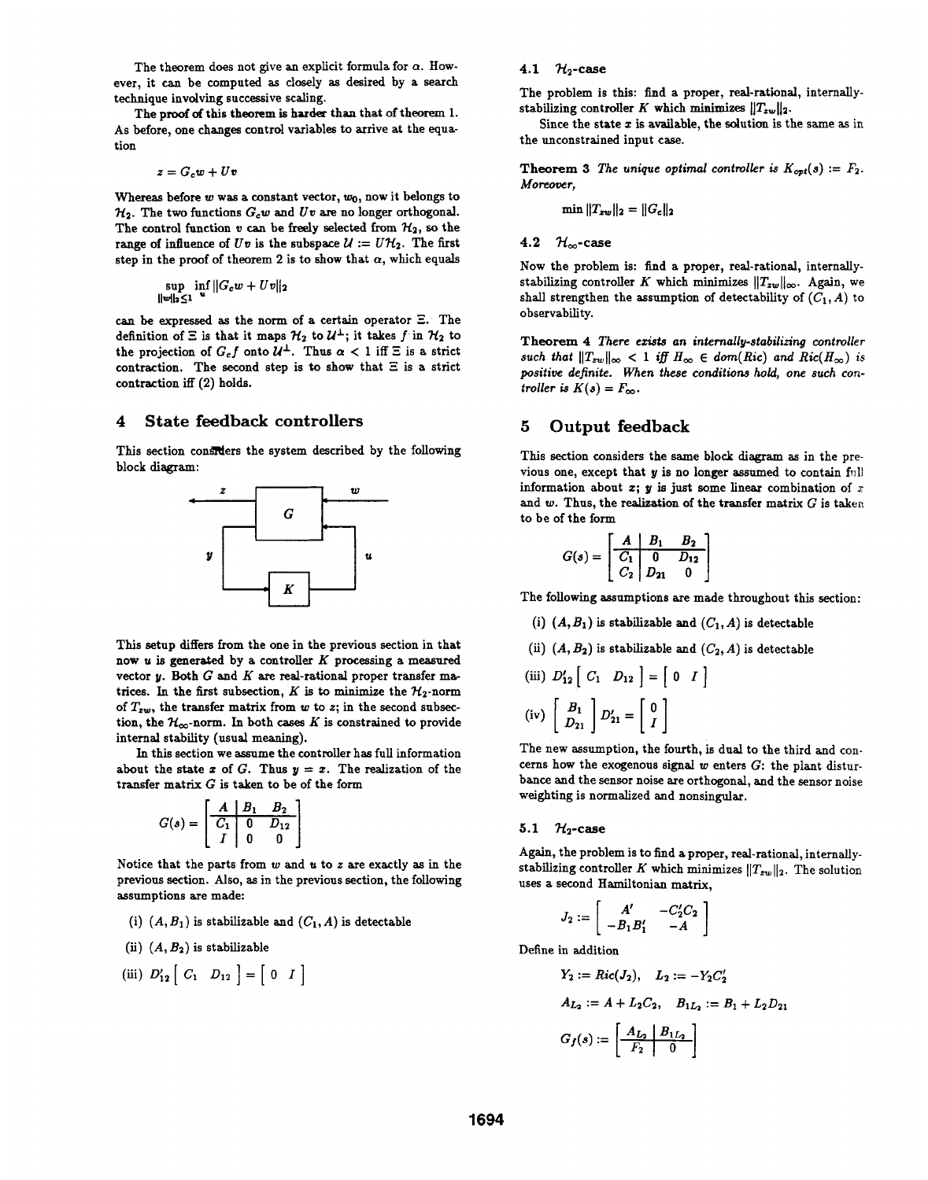The theorem does not give an explicit formula for $\alpha$. However, it can be computed as closely as desired by a search technique involving successive scaling.

The proof of this theorem is harder than that of theorem 1. As before, one changes control variables to arrive at the equation

$$z = G_c w + U v$$

Whereas before $w$ was a constant vector, $w_0$, now it belongs to $\mathcal{H}_2$. The two functions $G_c w$ and $U v$ are no longer orthogonal. The control function $v$ can be freely selected from $\mathcal{H}_2$, so the range of influence of $Uv$ is the subspace $\mathcal{U} := U\mathcal{H}_2$. The first step in the proof of theorem 2 is to show that $\alpha$, which equals

$$\sup_{\|w\|_2 \leq 1} \inf_u \|G_c w + U v\|_2$$

can be expressed as the norm of a certain operator $\Xi$. The definition of $\Xi$ is that it maps $\mathcal{H}_2$ to $\mathcal{U}^\perp$; it takes $f$ in $\mathcal{H}_2$ to the projection of $G_c f$ onto $\mathcal{U}^\perp$. Thus $\alpha < 1$ iff $\Xi$ is a strict contraction. The second step is to show that $\Xi$ is a strict contraction iff (2) holds.

## 4 State feedback controllers

This section considers the system described by the following block diagram:

[Block diagram: plant $G$ with exogenous input $w$ and controlled output $z$; measured output $y$ fed to controller $K$, which produces control input $u$ back to $G$.]

This setup differs from the one in the previous section in that now $u$ is generated by a controller $K$ processing a measured vector $y$. Both $G$ and $K$ are real-rational proper transfer matrices. In the first subsection, $K$ is to minimize the $\mathcal{H}_2$-norm of $T_{zw}$, the transfer matrix from $w$ to $z$; in the second subsection, the $\mathcal{H}_\infty$-norm. In both cases $K$ is constrained to provide internal stability (usual meaning).

In this section we assume the controller has full information about the state $x$ of $G$. Thus $y = x$. The realization of the transfer matrix $G$ is taken to be of the form

$$G(s) = \left[\begin{array}{c|cc} A & B_1 & B_2 \\ \hline C_1 & 0 & D_{12} \\ I & 0 & 0 \end{array}\right]$$

Notice that the parts from $w$ and $u$ to $z$ are exactly as in the previous section. Also, as in the previous section, the following assumptions are made:

(i) $(A, B_1)$ is stabilizable and $(C_1, A)$ is detectable

(ii) $(A, B_2)$ is stabilizable

(iii) $D_{12}' \begin{bmatrix} C_1 & D_{12} \end{bmatrix} = \begin{bmatrix} 0 & I \end{bmatrix}$

### 4.1 $\mathcal{H}_2$-case

The problem is this: find a proper, real-rational, internally-stabilizing controller $K$ which minimizes $\|T_{zw}\|_2$.

Since the state $x$ is available, the solution is the same as in the unconstrained input case.

**Theorem 3** *The unique optimal controller is $K_{opt}(s) := F_2$. Moreover,*

$$\min \|T_{zw}\|_2 = \|G_c\|_2$$

### 4.2 $\mathcal{H}_\infty$-case

Now the problem is: find a proper, real-rational, internally-stabilizing controller $K$ which minimizes $\|T_{zw}\|_\infty$. Again, we shall strengthen the assumption of detectability of $(C_1, A)$ to observability.

**Theorem 4** *There exists an internally-stabilizing controller such that $\|T_{zw}\|_\infty < 1$ iff $H_\infty \in dom(Ric)$ and $Ric(H_\infty)$ is positive definite. When these conditions hold, one such controller is $K(s) = F_\infty$.*

## 5 Output feedback

This section considers the same block diagram as in the previous one, except that $y$ is no longer assumed to contain full information about $x$; $y$ is just some linear combination of $x$ and $w$. Thus, the realization of the transfer matrix $G$ is taken to be of the form

$$G(s) = \left[\begin{array}{c|cc} A & B_1 & B_2 \\ \hline C_1 & 0 & D_{12} \\ C_2 & D_{21} & 0 \end{array}\right]$$

The following assumptions are made throughout this section:

(i) $(A, B_1)$ is stabilizable and $(C_1, A)$ is detectable

(ii) $(A, B_2)$ is stabilizable and $(C_2, A)$ is detectable

(iii) $D_{12}' \begin{bmatrix} C_1 & D_{12} \end{bmatrix} = \begin{bmatrix} 0 & I \end{bmatrix}$

(iv) $\begin{bmatrix} B_1 \\ D_{21} \end{bmatrix} D_{21}' = \begin{bmatrix} 0 \\ I \end{bmatrix}$

The new assumption, the fourth, is dual to the third and concerns how the exogenous signal $w$ enters $G$: the plant disturbance and the sensor noise are orthogonal, and the sensor noise weighting is normalized and nonsingular.

### 5.1 $\mathcal{H}_2$-case

Again, the problem is to find a proper, real-rational, internally-stabilizing controller $K$ which minimizes $\|T_{zw}\|_2$. The solution uses a second Hamiltonian matrix,

$$J_2 := \begin{bmatrix} A' & -C_2'C_2 \\ -B_1B_1' & -A \end{bmatrix}$$

Define in addition

$$Y_2 := Ric(J_2), \quad L_2 := -Y_2C_2'$$

$$A_{L_2} := A + L_2C_2, \quad B_{1L_2} := B_1 + L_2D_{21}$$

$$G_f(s) := \left[\begin{array}{c|c} A_{L_2} & B_{1L_2} \\ \hline F_2 & 0 \end{array}\right]$$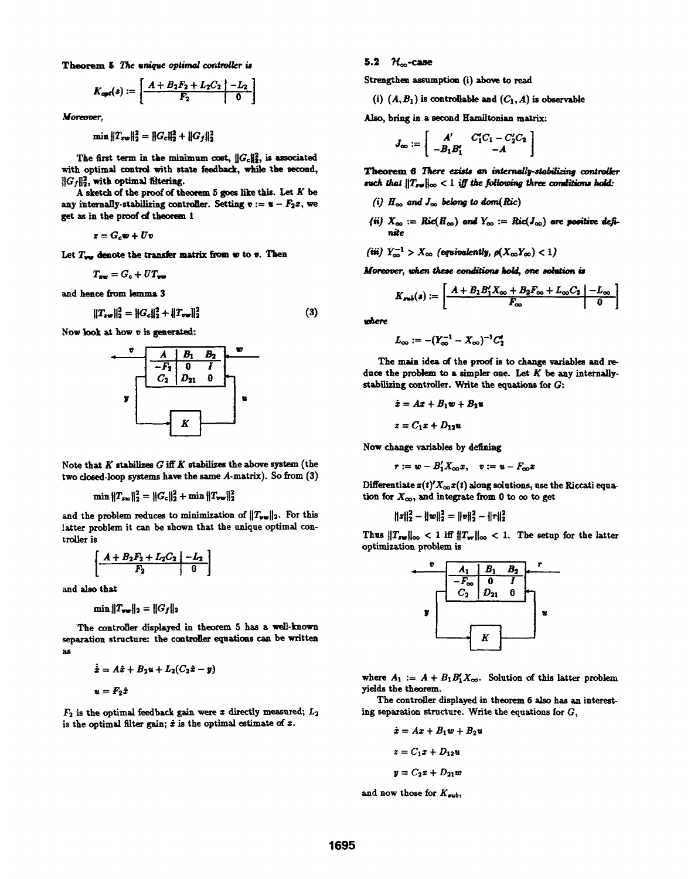**Theorem 5** *The unique optimal controller is*

$$K_{opt}(s) := \left[\begin{array}{c|c} A + B_2F_2 + L_2C_2 & -L_2 \\ \hline F_2 & 0 \end{array}\right]$$

*Moreover,*

$$\min \|T_{zw}\|_2^2 = \|G_c\|_2^2 + \|G_f\|_2^2$$

The first term in the minimum cost, $\|G_c\|_2^2$, is associated with optimal control with state feedback, while the second, $\|G_f\|_2^2$, with optimal filtering.

A sketch of the proof of theorem 5 goes like this. Let $K$ be any internally-stabilizing controller. Setting $v := u - F_2x$, we get as in the proof of theorem 1

$$z = G_cw + Uv$$

Let $T_{vw}$ denote the transfer matrix from $w$ to $v$. Then

$$T_{zw} = G_c + UT_{vw}$$

and hence from lemma 3

$$\|T_{zw}\|_2^2 = \|G_c\|_2^2 + \|T_{vw}\|_2^2 \tag{3}$$

Now look at how $v$ is generated:

$$\left[\begin{array}{c|cc} A & B_1 & B_2 \\ \hline -F_2 & 0 & I \\ C_2 & D_{21} & 0 \end{array}\right]$$

(block diagram: input $w$, output $v$, with $y$ fed to $K$ producing $u$)

Note that $K$ stabilizes $G$ iff $K$ stabilizes the above system (the two closed-loop systems have the same $A$-matrix). So from (3)

$$\min \|T_{zw}\|_2^2 = \|G_c\|_2^2 + \min \|T_{vw}\|_2^2$$

and the problem reduces to minimization of $\|T_{vw}\|_2$. For this latter problem it can be shown that the unique optimal controller is

$$\left[\begin{array}{c|c} A + B_2F_2 + L_2C_2 & -L_2 \\ \hline F_2 & 0 \end{array}\right]$$

and also that

$$\min \|T_{vw}\|_2 = \|G_f\|_2$$

The controller displayed in theorem 5 has a well-known separation structure: the controller equations can be written as

$$\dot{\hat{x}} = A\hat{x} + B_2u + L_2(C_2\hat{x} - y)$$

$$u = F_2\hat{x}$$

$F_2$ is the optimal feedback gain were $x$ directly measured; $L_2$ is the optimal filter gain; $\hat{x}$ is the optimal estimate of $x$.

## 5.2 $\mathcal{H}_\infty$-case

Strengthen assumption (i) above to read

(i) $(A, B_1)$ is controllable and $(C_1, A)$ is observable

Also, bring in a second Hamiltonian matrix:

$$J_\infty := \begin{bmatrix} A' & C_1'C_1 - C_2'C_2 \\ -B_1B_1' & -A \end{bmatrix}$$

**Theorem 6** *There exists an internally-stabilizing controller such that $\|T_{zw}\|_\infty < 1$ iff the following three conditions hold:*

*(i) $H_\infty$ and $J_\infty$ belong to dom(Ric)*

*(ii) $X_\infty := Ric(H_\infty)$ and $Y_\infty := Ric(J_\infty)$ are positive definite*

*(iii) $Y_\infty^{-1} > X_\infty$ (equivalently, $\rho(X_\infty Y_\infty) < 1$)*

*Moreover, when these conditions hold, one solution is*

$$K_{sub}(s) := \left[\begin{array}{c|c} A + B_1B_1'X_\infty + B_2F_\infty + L_\infty C_2 & -L_\infty \\ \hline F_\infty & 0 \end{array}\right]$$

*where*

$$L_\infty := -(Y_\infty^{-1} - X_\infty)^{-1}C_2'$$

The main idea of the proof is to change variables and reduce the problem to a simpler one. Let $K$ be any internally-stabilizing controller. Write the equations for $G$:

$$\dot{x} = Ax + B_1w + B_2u$$

$$z = C_1x + D_{12}u$$

Now change variables by defining

$$r := w - B_1'X_\infty x, \quad v := u - F_\infty x$$

Differentiate $x(t)'X_\infty x(t)$ along solutions, use the Riccati equation for $X_\infty$, and integrate from 0 to $\infty$ to get

$$\|z\|_2^2 - \|w\|_2^2 = \|v\|_2^2 - \|r\|_2^2$$

Thus $\|T_{zw}\|_\infty < 1$ iff $\|T_{vr}\|_\infty < 1$. The setup for the latter optimization problem is

$$\left[\begin{array}{c|cc} A_1 & B_1 & B_2 \\ \hline -F_\infty & 0 & I \\ C_2 & D_{21} & 0 \end{array}\right]$$

(block diagram: input $r$, output $v$, with $y$ fed to $K$ producing $u$)

where $A_1 := A + B_1B_1'X_\infty$. Solution of this latter problem yields the theorem.

The controller displayed in theorem 6 also has an interesting separation structure. Write the equations for $G$,

$$\dot{x} = Ax + B_1w + B_2u$$

$$z = C_1x + D_{12}u$$

$$y = C_2x + D_{21}w$$

and now those for $K_{sub}$,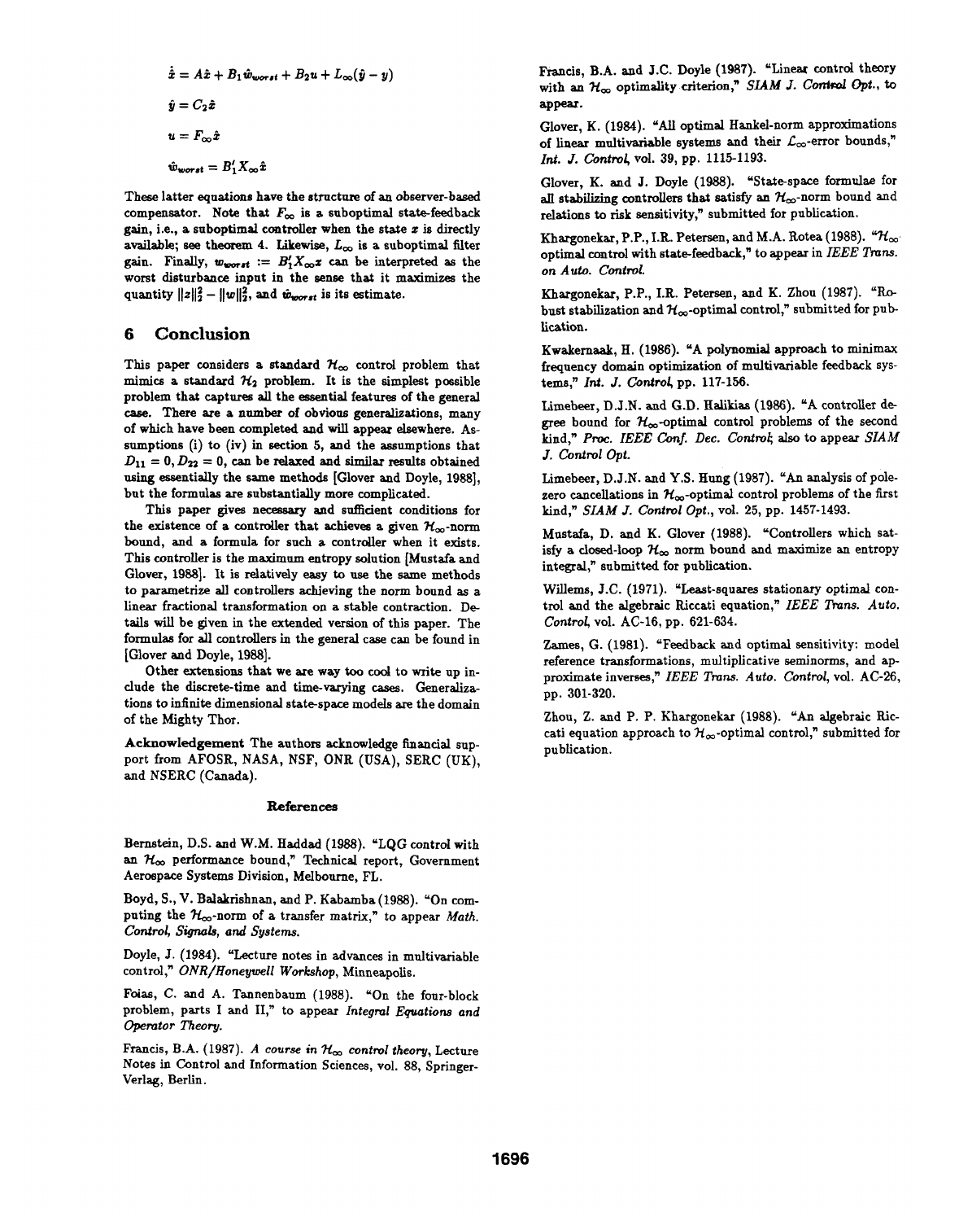$$\dot{\hat{x}} = A\hat{x} + B_1\hat{w}_{worst} + B_2u + L_\infty(\hat{y} - y)$$

$$\hat{y} = C_2\hat{x}$$

$$u = F_\infty\hat{x}$$

$$\hat{w}_{worst} = B_1'X_\infty\hat{x}$$

These latter equations have the structure of an observer-based compensator. Note that $F_\infty$ is a suboptimal state-feedback gain, i.e., a suboptimal controller when the state $x$ is directly available; see theorem 4. Likewise, $L_\infty$ is a suboptimal filter gain. Finally, $w_{worst} := B_1'X_\infty x$ can be interpreted as the worst disturbance input in the sense that it maximizes the quantity $\|z\|_2^2 - \|w\|_2^2$, and $\hat{w}_{worst}$ is its estimate.

## 6 Conclusion

This paper considers a standard $\mathcal{H}_\infty$ control problem that mimics a standard $\mathcal{H}_2$ problem. It is the simplest possible problem that captures all the essential features of the general case. There are a number of obvious generalizations, many of which have been completed and will appear elsewhere. Assumptions (i) to (iv) in section 5, and the assumptions that $D_{11} = 0, D_{22} = 0$, can be relaxed and similar results obtained using essentially the same methods [Glover and Doyle, 1988], but the formulas are substantially more complicated.

This paper gives necessary and sufficient conditions for the existence of a controller that achieves a given $\mathcal{H}_\infty$-norm bound, and a formula for such a controller when it exists. This controller is the maximum entropy solution [Mustafa and Glover, 1988]. It is relatively easy to use the same methods to parametrize all controllers achieving the norm bound as a linear fractional transformation on a stable contraction. Details will be given in the extended version of this paper. The formulas for all controllers in the general case can be found in [Glover and Doyle, 1988].

Other extensions that we are way too cool to write up include the discrete-time and time-varying cases. Generalizations to infinite dimensional state-space models are the domain of the Mighty Thor.

**Acknowledgement** The authors acknowledge financial support from AFOSR, NASA, NSF, ONR (USA), SERC (UK), and NSERC (Canada).

### References

Bernstein, D.S. and W.M. Haddad (1988). "LQG control with an $\mathcal{H}_\infty$ performance bound," Technical report, Government Aerospace Systems Division, Melbourne, FL.

Boyd, S., V. Balakrishnan, and P. Kabamba (1988). "On computing the $\mathcal{H}_\infty$-norm of a transfer matrix," to appear *Math. Control, Signals, and Systems.*

Doyle, J. (1984). "Lecture notes in advances in multivariable control," *ONR/Honeywell Workshop*, Minneapolis.

Foias, C. and A. Tannenbaum (1988). "On the four-block problem, parts I and II," to appear *Integral Equations and Operator Theory.*

Francis, B.A. (1987). *A course in $\mathcal{H}_\infty$ control theory*, Lecture Notes in Control and Information Sciences, vol. 88, Springer-Verlag, Berlin.

Francis, B.A. and J.C. Doyle (1987). "Linear control theory with an $\mathcal{H}_\infty$ optimality criterion," *SIAM J. Control Opt.*, to appear.

Glover, K. (1984). "All optimal Hankel-norm approximations of linear multivariable systems and their $\mathcal{L}_\infty$-error bounds," *Int. J. Control*, vol. 39, pp. 1115-1193.

Glover, K. and J. Doyle (1988). "State-space formulae for all stabilizing controllers that satisfy an $\mathcal{H}_\infty$-norm bound and relations to risk sensitivity," submitted for publication.

Khargonekar, P.P., I.R. Petersen, and M.A. Rotea (1988). "$\mathcal{H}_\infty$ optimal control with state-feedback," to appear in *IEEE Trans. on Auto. Control.*

Khargonekar, P.P., I.R. Petersen, and K. Zhou (1987). "Robust stabilization and $\mathcal{H}_\infty$-optimal control," submitted for publication.

Kwakernaak, H. (1986). "A polynomial approach to minimax frequency domain optimization of multivariable feedback systems," *Int. J. Control*, pp. 117-156.

Limebeer, D.J.N. and G.D. Halikias (1986). "A controller degree bound for $\mathcal{H}_\infty$-optimal control problems of the second kind," *Proc. IEEE Conf. Dec. Control*; also to appear *SIAM J. Control Opt.*

Limebeer, D.J.N. and Y.S. Hung (1987). "An analysis of pole-zero cancellations in $\mathcal{H}_\infty$-optimal control problems of the first kind," *SIAM J. Control Opt.*, vol. 25, pp. 1457-1493.

Mustafa, D. and K. Glover (1988). "Controllers which satisfy a closed-loop $\mathcal{H}_\infty$ norm bound and maximize an entropy integral," submitted for publication.

Willems, J.C. (1971). "Least-squares stationary optimal control and the algebraic Riccati equation," *IEEE Trans. Auto. Control*, vol. AC-16, pp. 621-634.

Zames, G. (1981). "Feedback and optimal sensitivity: model reference transformations, multiplicative seminorms, and approximate inverses," *IEEE Trans. Auto. Control*, vol. AC-26, pp. 301-320.

Zhou, Z. and P. P. Khargonekar (1988). "An algebraic Riccati equation approach to $\mathcal{H}_\infty$-optimal control," submitted for publication.